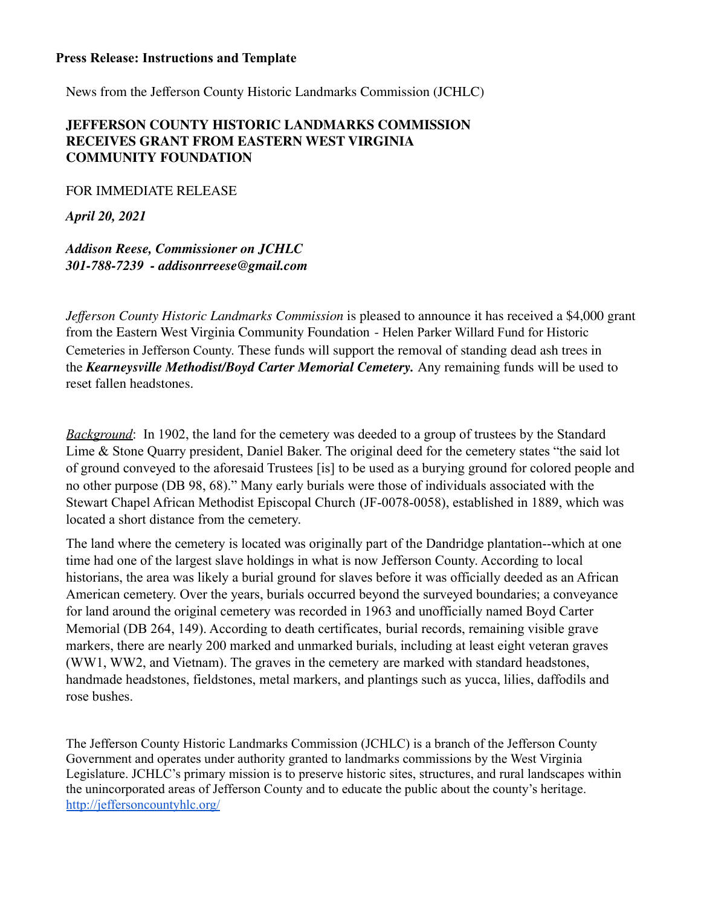**Press Release: Instructions and Template**

News from the Jefferson County Historic Landmarks Commission (JCHLC)

**JEFFERSON COUNTY HISTORIC LANDMARKS COMMISSION RECEIVES GRANT FROM EASTERN WEST VIRGINIA COMMUNITY FOUNDATION**

FOR IMMEDIATE RELEASE

***April 20, 2021***

***Addison Reese, Commissioner on JCHLC***
***301-788-7239 - addisonrreese@gmail.com***

*Jefferson County Historic Landmarks Commission* is pleased to announce it has received a $4,000 grant from the Eastern West Virginia Community Foundation - Helen Parker Willard Fund for Historic Cemeteries in Jefferson County. These funds will support the removal of standing dead ash trees in the ***Kearneysville Methodist/Boyd Carter Memorial Cemetery.*** Any remaining funds will be used to reset fallen headstones.

*Background*: In 1902, the land for the cemetery was deeded to a group of trustees by the Standard Lime & Stone Quarry president, Daniel Baker. The original deed for the cemetery states "the said lot of ground conveyed to the aforesaid Trustees [is] to be used as a burying ground for colored people and no other purpose (DB 98, 68)." Many early burials were those of individuals associated with the Stewart Chapel African Methodist Episcopal Church (JF-0078-0058), established in 1889, which was located a short distance from the cemetery.

The land where the cemetery is located was originally part of the Dandridge plantation--which at one time had one of the largest slave holdings in what is now Jefferson County. According to local historians, the area was likely a burial ground for slaves before it was officially deeded as an African American cemetery. Over the years, burials occurred beyond the surveyed boundaries; a conveyance for land around the original cemetery was recorded in 1963 and unofficially named Boyd Carter Memorial (DB 264, 149). According to death certificates, burial records, remaining visible grave markers, there are nearly 200 marked and unmarked burials, including at least eight veteran graves (WW1, WW2, and Vietnam). The graves in the cemetery are marked with standard headstones, handmade headstones, fieldstones, metal markers, and plantings such as yucca, lilies, daffodils and rose bushes.

The Jefferson County Historic Landmarks Commission (JCHLC) is a branch of the Jefferson County Government and operates under authority granted to landmarks commissions by the West Virginia Legislature. JCHLC's primary mission is to preserve historic sites, structures, and rural landscapes within the unincorporated areas of Jefferson County and to educate the public about the county's heritage. http://jeffersoncountyhlc.org/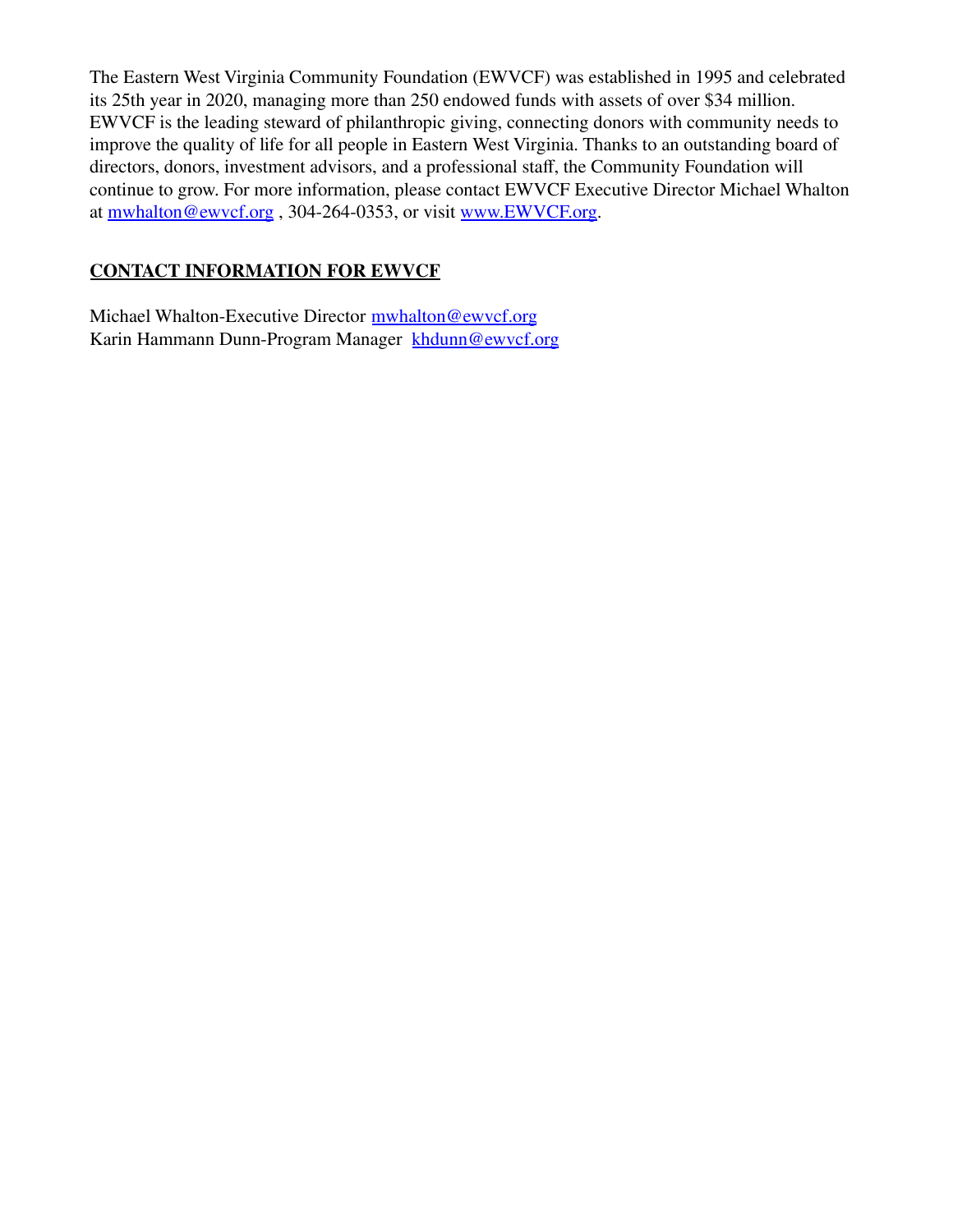The Eastern West Virginia Community Foundation (EWVCF) was established in 1995 and celebrated its 25th year in 2020, managing more than 250 endowed funds with assets of over $34 million. EWVCF is the leading steward of philanthropic giving, connecting donors with community needs to improve the quality of life for all people in Eastern West Virginia. Thanks to an outstanding board of directors, donors, investment advisors, and a professional staff, the Community Foundation will continue to grow. For more information, please contact EWVCF Executive Director Michael Whalton at mwhalton@ewvcf.org , 304-264-0353, or visit www.EWVCF.org.

## CONTACT INFORMATION FOR EWVCF

Michael Whalton-Executive Director mwhalton@ewvcf.org
Karin Hammann Dunn-Program Manager khdunn@ewvcf.org